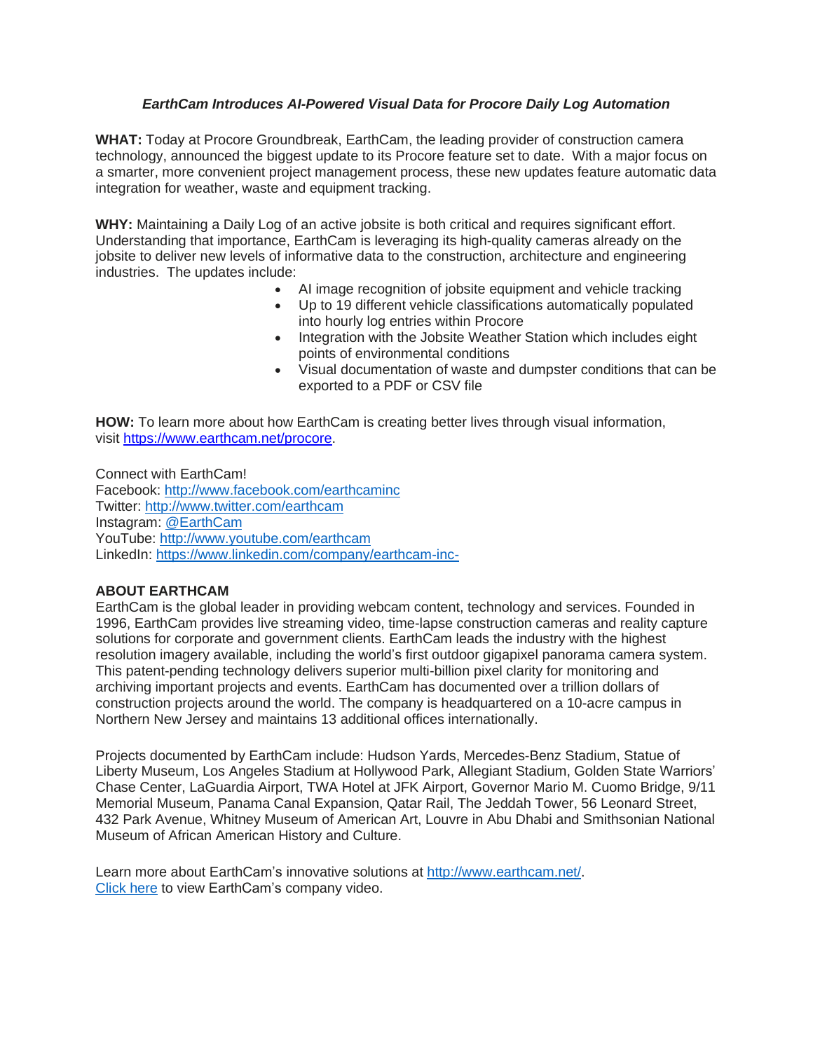***EarthCam Introduces AI-Powered Visual Data for Procore Daily Log Automation***

**WHAT:** Today at Procore Groundbreak, EarthCam, the leading provider of construction camera technology, announced the biggest update to its Procore feature set to date. With a major focus on a smarter, more convenient project management process, these new updates feature automatic data integration for weather, waste and equipment tracking.

**WHY:** Maintaining a Daily Log of an active jobsite is both critical and requires significant effort. Understanding that importance, EarthCam is leveraging its high-quality cameras already on the jobsite to deliver new levels of informative data to the construction, architecture and engineering industries. The updates include:

- AI image recognition of jobsite equipment and vehicle tracking
- Up to 19 different vehicle classifications automatically populated into hourly log entries within Procore
- Integration with the Jobsite Weather Station which includes eight points of environmental conditions
- Visual documentation of waste and dumpster conditions that can be exported to a PDF or CSV file

**HOW:** To learn more about how EarthCam is creating better lives through visual information, visit [https://www.earthcam.net/procore](https://www.earthcam.net/procore).

Connect with EarthCam!
Facebook: [http://www.facebook.com/earthcaminc](http://www.facebook.com/earthcaminc)
Twitter: [http://www.twitter.com/earthcam](http://www.twitter.com/earthcam)
Instagram: @EarthCam
YouTube: [http://www.youtube.com/earthcam](http://www.youtube.com/earthcam)
LinkedIn: [https://www.linkedin.com/company/earthcam-inc-](https://www.linkedin.com/company/earthcam-inc-)

**ABOUT EARTHCAM**
EarthCam is the global leader in providing webcam content, technology and services. Founded in 1996, EarthCam provides live streaming video, time-lapse construction cameras and reality capture solutions for corporate and government clients. EarthCam leads the industry with the highest resolution imagery available, including the world's first outdoor gigapixel panorama camera system. This patent-pending technology delivers superior multi-billion pixel clarity for monitoring and archiving important projects and events. EarthCam has documented over a trillion dollars of construction projects around the world. The company is headquartered on a 10-acre campus in Northern New Jersey and maintains 13 additional offices internationally.

Projects documented by EarthCam include: Hudson Yards, Mercedes-Benz Stadium, Statue of Liberty Museum, Los Angeles Stadium at Hollywood Park, Allegiant Stadium, Golden State Warriors' Chase Center, LaGuardia Airport, TWA Hotel at JFK Airport, Governor Mario M. Cuomo Bridge, 9/11 Memorial Museum, Panama Canal Expansion, Qatar Rail, The Jeddah Tower, 56 Leonard Street, 432 Park Avenue, Whitney Museum of American Art, Louvre in Abu Dhabi and Smithsonian National Museum of African American History and Culture.

Learn more about EarthCam's innovative solutions at [http://www.earthcam.net/](http://www.earthcam.net/).
Click here to view EarthCam's company video.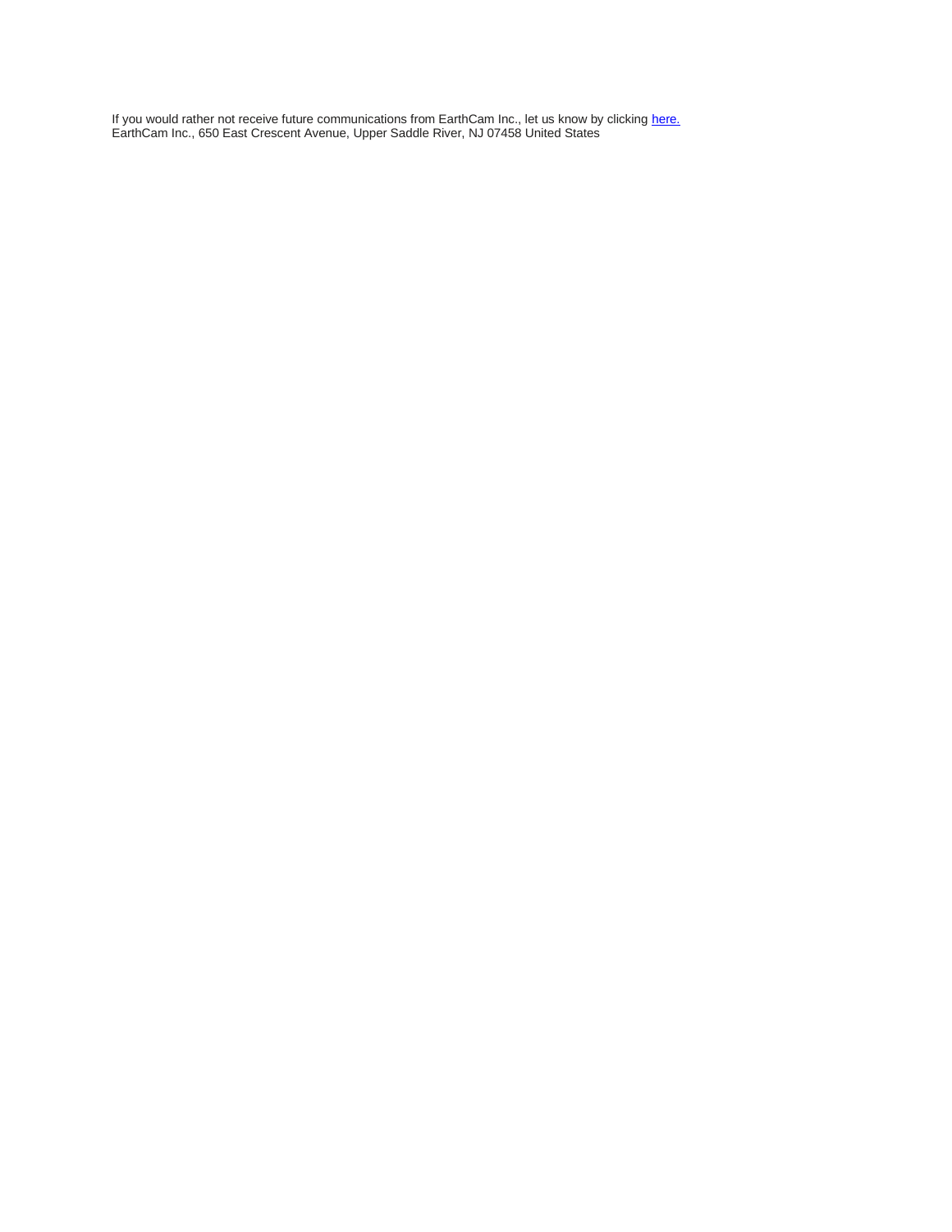If you would rather not receive future communications from EarthCam Inc., let us know by clicking here.
EarthCam Inc., 650 East Crescent Avenue, Upper Saddle River, NJ 07458 United States